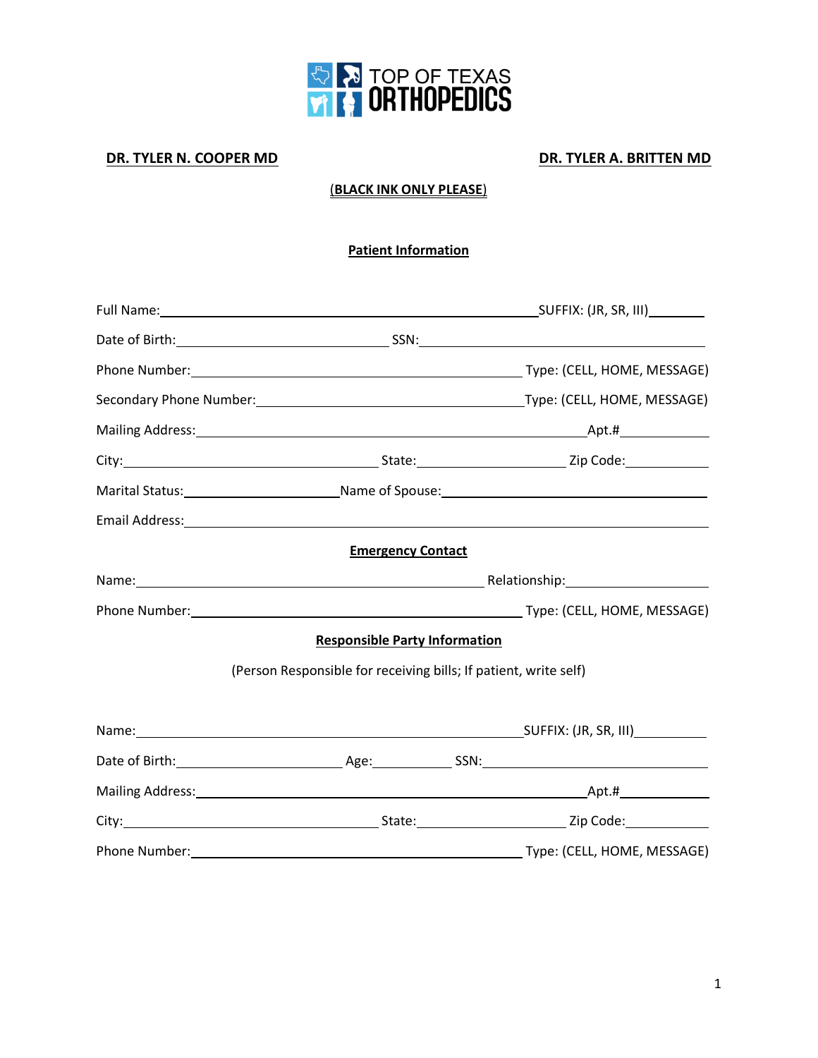TOP OF TEXAS ORTHOPEDICS

**DR. TYLER N. COOPER MD** **DR. TYLER A. BRITTEN MD**

(**BLACK INK ONLY PLEASE**)

## Patient Information

Full Name:_____________________________________________SUFFIX: (JR, SR, III)________

Date of Birth:___________________________ SSN:____________________________________

Phone Number:__________________________________________ Type: (CELL, HOME, MESSAGE)

Secondary Phone Number:_________________________________ Type: (CELL, HOME, MESSAGE)

Mailing Address:___________________________________________________Apt.#__________

City:_________________________________ State:___________________ Zip Code:__________

Marital Status:____________________Name of Spouse:_______________________________

Email Address:______________________________________________________________

## Emergency Contact

Name:_____________________________________________ Relationship:__________________

Phone Number:__________________________________________ Type: (CELL, HOME, MESSAGE)

## Responsible Party Information

(Person Responsible for receiving bills; If patient, write self)

Name:_____________________________________________SUFFIX: (JR, SR, III)__________

Date of Birth:_____________________ Age:__________ SSN:______________________________

Mailing Address:___________________________________________________Apt.#__________

City:_________________________________ State:___________________ Zip Code:__________

Phone Number:__________________________________________ Type: (CELL, HOME, MESSAGE)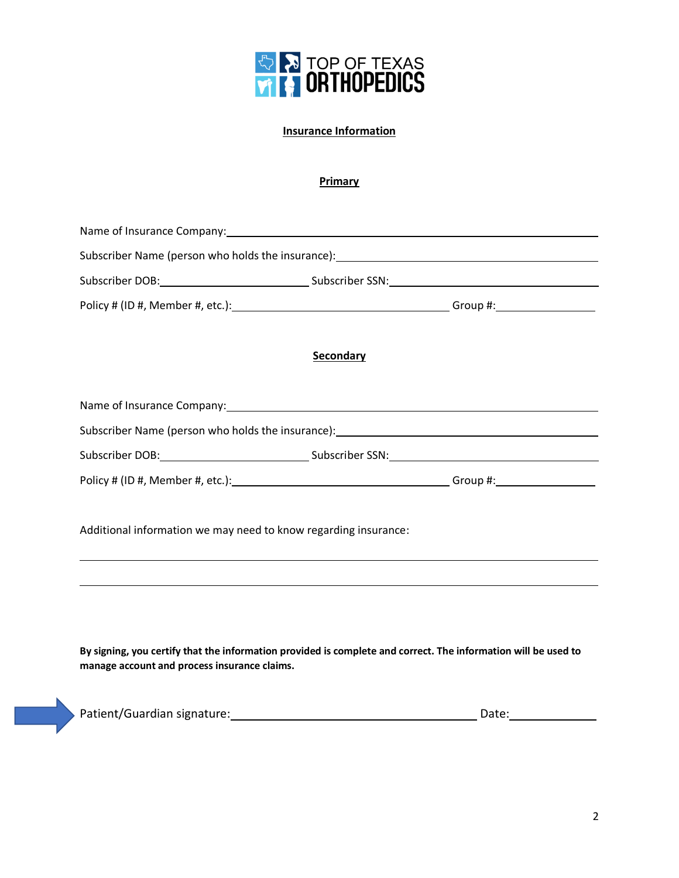TOP OF TEXAS ORTHOPEDICS

## Insurance Information

### Primary

Name of Insurance Company: ______________________________________________

Subscriber Name (person who holds the insurance): ______________________________

Subscriber DOB: ____________________ Subscriber SSN: ____________________

Policy # (ID #, Member #, etc.): ____________________________ Group #: ____________

### Secondary

Name of Insurance Company: ______________________________________________

Subscriber Name (person who holds the insurance): ______________________________

Subscriber DOB: ____________________ Subscriber SSN: ____________________

Policy # (ID #, Member #, etc.): ____________________________ Group #: ____________

Additional information we may need to know regarding insurance:

_________________________________________________________________________

_________________________________________________________________________

**By signing, you certify that the information provided is complete and correct. The information will be used to manage account and process insurance claims.**

Patient/Guardian signature: ________________________________ Date: ____________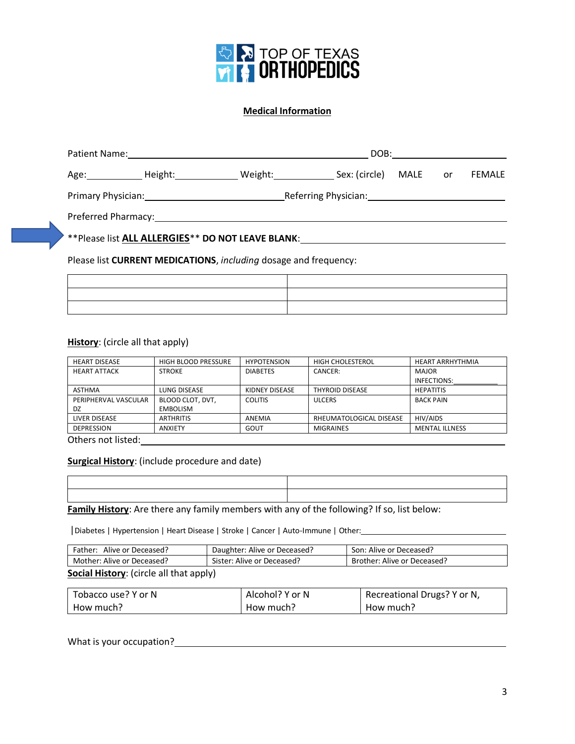TOP OF TEXAS ORTHOPEDICS

## Medical Information

Patient Name:\_\_\_\_\_\_\_\_\_\_\_\_\_\_\_\_\_\_\_\_\_\_\_\_\_\_\_\_\_\_\_\_\_\_\_\_\_\_\_\_\_\_\_\_ DOB:\_\_\_\_\_\_\_\_\_\_\_\_\_\_\_\_\_\_\_\_

Age:\_\_\_\_\_\_\_\_\_\_ Height:\_\_\_\_\_\_\_\_\_\_\_\_ Weight:\_\_\_\_\_\_\_\_\_\_\_\_ Sex: (circle) MALE or FEMALE

Primary Physician:\_\_\_\_\_\_\_\_\_\_\_\_\_\_\_\_\_\_\_\_\_\_\_\_\_\_\_\_Referring Physician:\_\_\_\_\_\_\_\_\_\_\_\_\_\_\_\_\_\_\_\_\_\_\_\_\_\_\_\_

Preferred Pharmacy:\_\_\_\_\_\_\_\_\_\_\_\_\_\_\_\_\_\_\_\_\_\_\_\_\_\_\_\_\_\_\_\_\_\_\_\_\_\_\_\_\_\_\_\_\_\_\_\_\_\_\_\_\_\_\_\_\_\_\_\_\_\_\_\_

\*\*Please list **ALL ALLERGIES**\*\* **DO NOT LEAVE BLANK**:\_\_\_\_\_\_\_\_\_\_\_\_\_\_\_\_\_\_\_\_\_\_\_\_\_\_\_\_\_\_\_\_\_\_\_\_\_\_\_\_

Please list **CURRENT MEDICATIONS**, *including* dosage and frequency:

| | |
|---|---|
| | |
| | |
| | |

**History**: (circle all that apply)

| | | | | |
|---|---|---|---|---|
| HEART DISEASE | HIGH BLOOD PRESSURE | HYPOTENSION | HIGH CHOLESTEROL | HEART ARRHYTHMIA |
| HEART ATTACK | STROKE | DIABETES | CANCER: | MAJOR INFECTIONS:\_\_\_\_\_\_\_\_\_\_ |
| ASTHMA | LUNG DISEASE | KIDNEY DISEASE | THYROID DISEASE | HEPATITIS |
| PERIPHERVAL VASCULAR DZ | BLOOD CLOT, DVT, EMBOLISM | COLITIS | ULCERS | BACK PAIN |
| LIVER DISEASE | ARTHRITIS | ANEMIA | RHEUMATOLOGICAL DISEASE | HIV/AIDS |
| DEPRESSION | ANXIETY | GOUT | MIGRAINES | MENTAL ILLNESS |

Others not listed:\_\_\_\_\_\_\_\_\_\_\_\_\_\_\_\_\_\_\_\_\_\_\_\_\_\_\_\_\_\_\_\_\_\_\_\_\_\_\_\_\_\_\_\_\_\_\_\_\_\_\_\_\_\_\_\_\_\_\_\_\_\_\_\_\_\_\_\_

**Surgical History**: (include procedure and date)

| | |
|---|---|
| | |
| | |

**Family History**: Are there any family members with any of the following? If so, list below:

| Diabetes | Hypertension | Heart Disease | Stroke | Cancer | Auto-Immune | Other:\_\_\_\_\_\_\_\_\_\_\_\_\_\_\_\_\_\_\_\_\_\_\_\_\_\_\_\_\_\_\_\_

| | | |
|---|---|---|
| Father: Alive or Deceased? | Daughter: Alive or Deceased? | Son: Alive or Deceased? |
| Mother: Alive or Deceased? | Sister: Alive or Deceased? | Brother: Alive or Deceased? |

**Social History**: (circle all that apply)

| | | |
|---|---|---|
| Tobacco use? Y or N<br>How much? | Alcohol? Y or N<br>How much? | Recreational Drugs? Y or N,<br>How much? |

What is your occupation?\_\_\_\_\_\_\_\_\_\_\_\_\_\_\_\_\_\_\_\_\_\_\_\_\_\_\_\_\_\_\_\_\_\_\_\_\_\_\_\_\_\_\_\_\_\_\_\_\_\_\_\_\_\_\_\_\_\_\_\_\_\_\_\_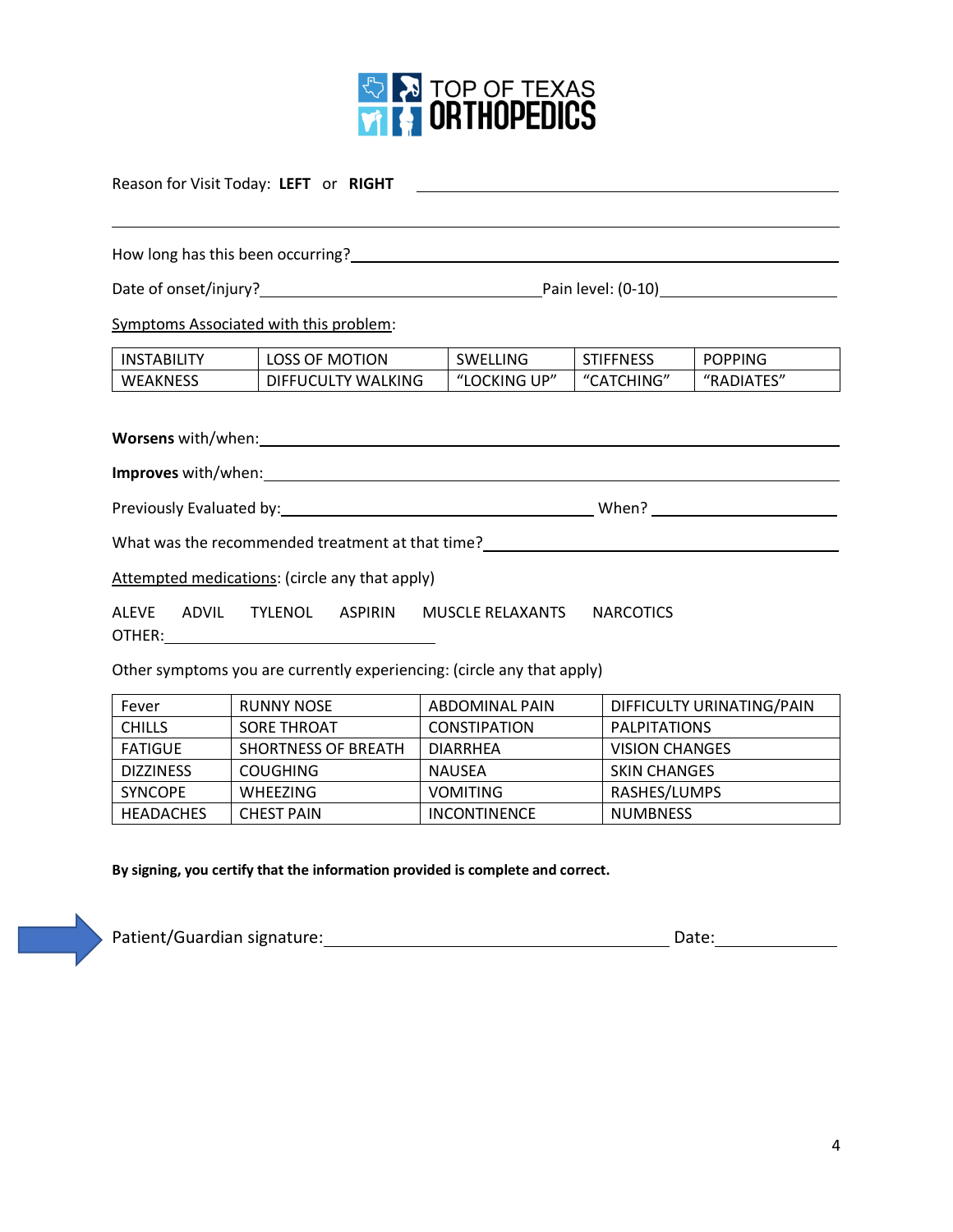# TOP OF TEXAS ORTHOPEDICS

Reason for Visit Today: **LEFT** or **RIGHT** ________________________________________

____________________________________________________________

How long has this been occurring?________________________________________

Date of onset/injury?____________________ Pain level: (0-10)____________

Symptoms Associated with this problem:

| INSTABILITY | LOSS OF MOTION | SWELLING | STIFFNESS | POPPING |
|---|---|---|---|---|
| WEAKNESS | DIFFUCULTY WALKING | "LOCKING UP" | "CATCHING" | "RADIATES" |

**Worsens** with/when:________________________________________

**Improves** with/when:________________________________________

Previously Evaluated by:____________________ When? ____________

What was the recommended treatment at that time?____________________

Attempted medications: (circle any that apply)

ALEVE  ADVIL  TYLENOL  ASPIRIN  MUSCLE RELAXANTS  NARCOTICS

OTHER:____________________

Other symptoms you are currently experiencing: (circle any that apply)

| Fever | RUNNY NOSE | ABDOMINAL PAIN | DIFFICULTY URINATING/PAIN |
|---|---|---|---|
| CHILLS | SORE THROAT | CONSTIPATION | PALPITATIONS |
| FATIGUE | SHORTNESS OF BREATH | DIARRHEA | VISION CHANGES |
| DIZZINESS | COUGHING | NAUSEA | SKIN CHANGES |
| SYNCOPE | WHEEZING | VOMITING | RASHES/LUMPS |
| HEADACHES | CHEST PAIN | INCONTINENCE | NUMBNESS |

**By signing, you certify that the information provided is complete and correct.**

Patient/Guardian signature:______________________________ Date:____________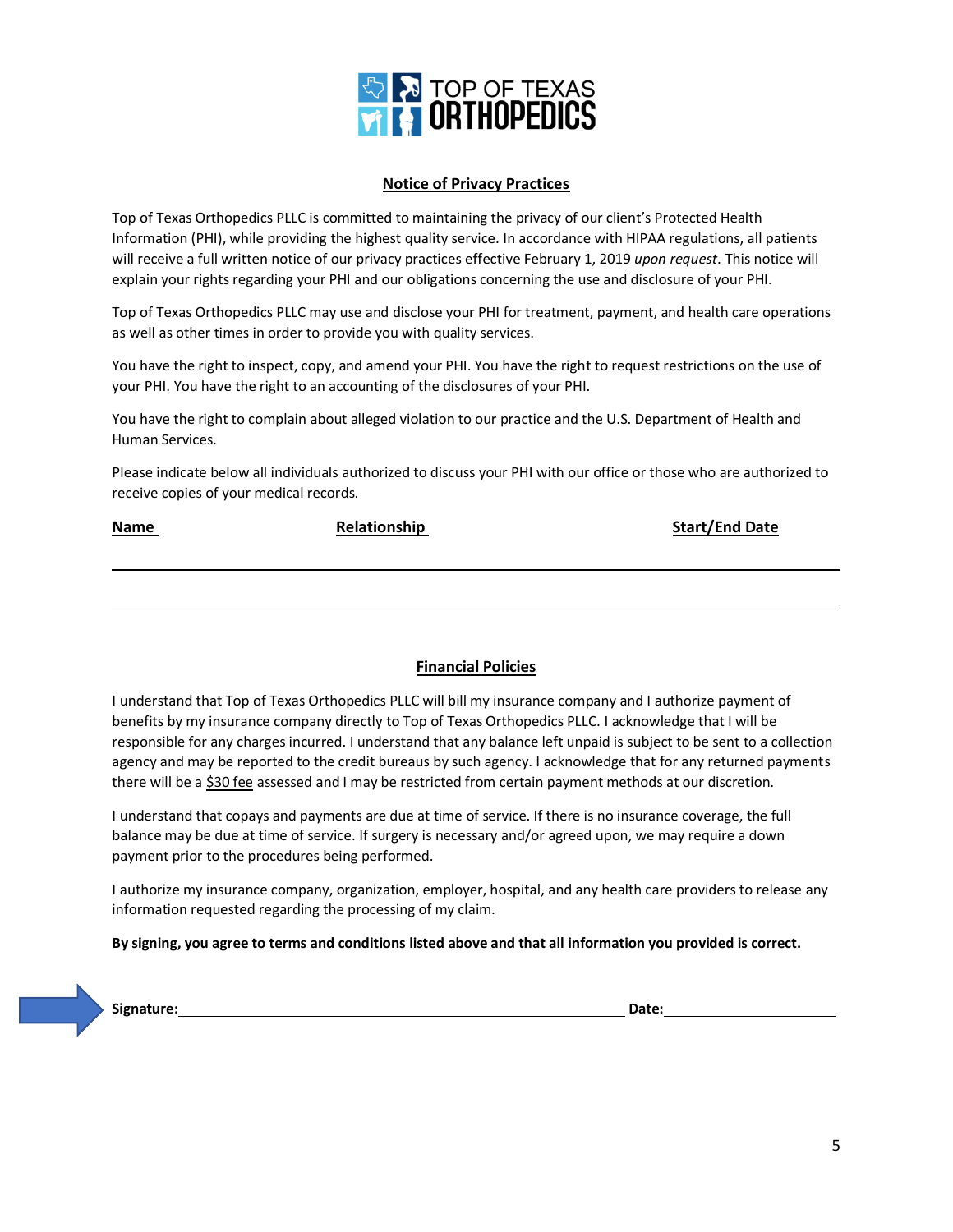TOP OF TEXAS ORTHOPEDICS

## Notice of Privacy Practices

Top of Texas Orthopedics PLLC is committed to maintaining the privacy of our client's Protected Health Information (PHI), while providing the highest quality service. In accordance with HIPAA regulations, all patients will receive a full written notice of our privacy practices effective February 1, 2019 *upon request*. This notice will explain your rights regarding your PHI and our obligations concerning the use and disclosure of your PHI.

Top of Texas Orthopedics PLLC may use and disclose your PHI for treatment, payment, and health care operations as well as other times in order to provide you with quality services.

You have the right to inspect, copy, and amend your PHI. You have the right to request restrictions on the use of your PHI. You have the right to an accounting of the disclosures of your PHI.

You have the right to complain about alleged violation to our practice and the U.S. Department of Health and Human Services.

Please indicate below all individuals authorized to discuss your PHI with our office or those who are authorized to receive copies of your medical records.

| Name | Relationship | Start/End Date |
| --- | --- | --- |
| | | |
| | | |

## Financial Policies

I understand that Top of Texas Orthopedics PLLC will bill my insurance company and I authorize payment of benefits by my insurance company directly to Top of Texas Orthopedics PLLC. I acknowledge that I will be responsible for any charges incurred. I understand that any balance left unpaid is subject to be sent to a collection agency and may be reported to the credit bureaus by such agency. I acknowledge that for any returned payments there will be a $30 fee assessed and I may be restricted from certain payment methods at our discretion.

I understand that copays and payments are due at time of service. If there is no insurance coverage, the full balance may be due at time of service. If surgery is necessary and/or agreed upon, we may require a down payment prior to the procedures being performed.

I authorize my insurance company, organization, employer, hospital, and any health care providers to release any information requested regarding the processing of my claim.

**By signing, you agree to terms and conditions listed above and that all information you provided is correct.**

**Signature:** ______________________________ **Date:** ______________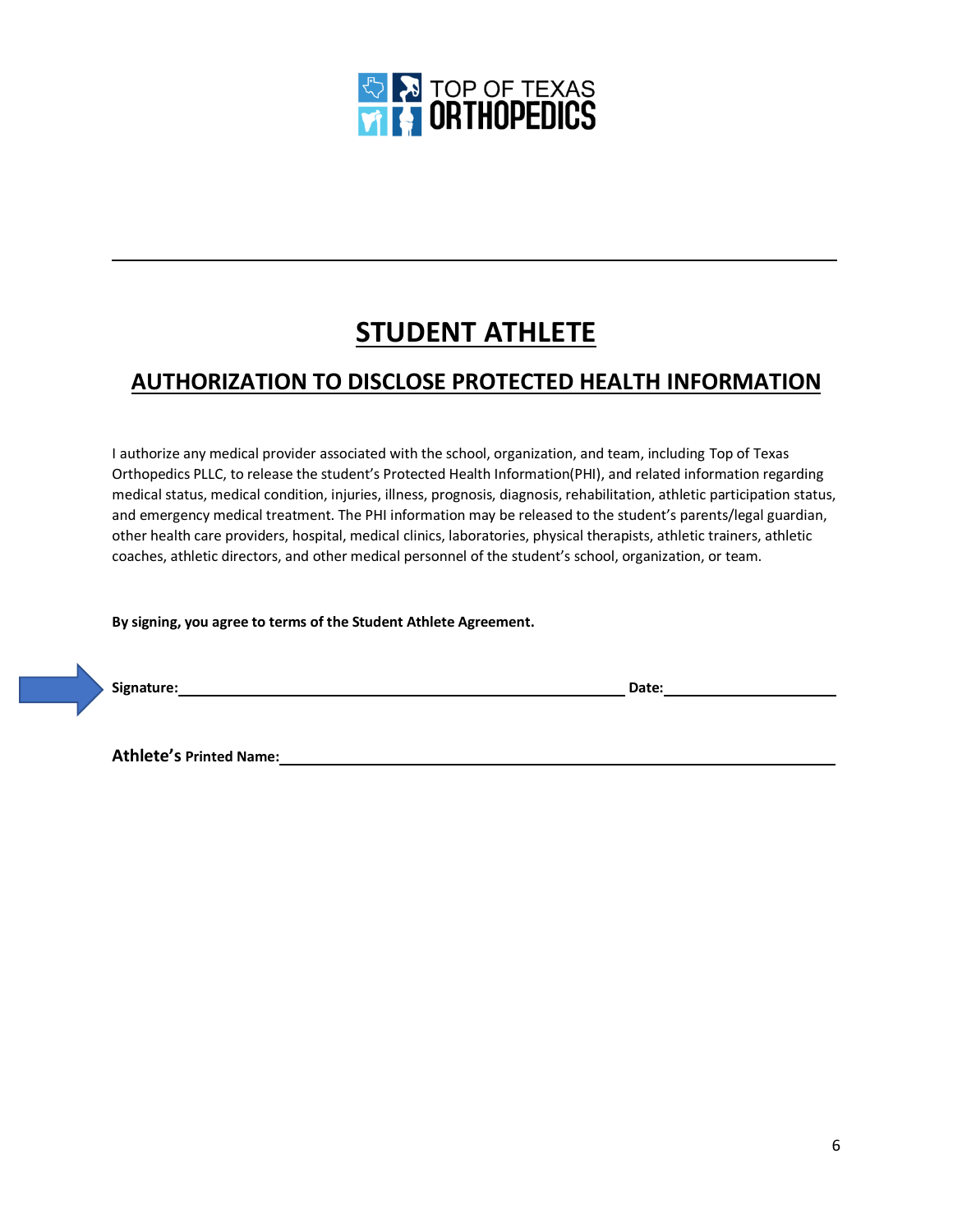TOP OF TEXAS ORTHOPEDICS

---

# STUDENT ATHLETE

## AUTHORIZATION TO DISCLOSE PROTECTED HEALTH INFORMATION

I authorize any medical provider associated with the school, organization, and team, including Top of Texas Orthopedics PLLC, to release the student's Protected Health Information(PHI), and related information regarding medical status, medical condition, injuries, illness, prognosis, diagnosis, rehabilitation, athletic participation status, and emergency medical treatment. The PHI information may be released to the student's parents/legal guardian, other health care providers, hospital, medical clinics, laboratories, physical therapists, athletic trainers, athletic coaches, athletic directors, and other medical personnel of the student's school, organization, or team.

**By signing, you agree to terms of the Student Athlete Agreement.**

**Signature:**\_\_\_\_\_\_\_\_\_\_\_\_\_\_\_\_\_\_\_\_\_\_\_\_\_\_\_\_\_\_\_\_\_\_\_\_\_\_\_\_ **Date:**\_\_\_\_\_\_\_\_\_\_\_\_\_\_\_\_

**Athlete's Printed Name:**\_\_\_\_\_\_\_\_\_\_\_\_\_\_\_\_\_\_\_\_\_\_\_\_\_\_\_\_\_\_\_\_\_\_\_\_\_\_\_\_\_\_\_\_